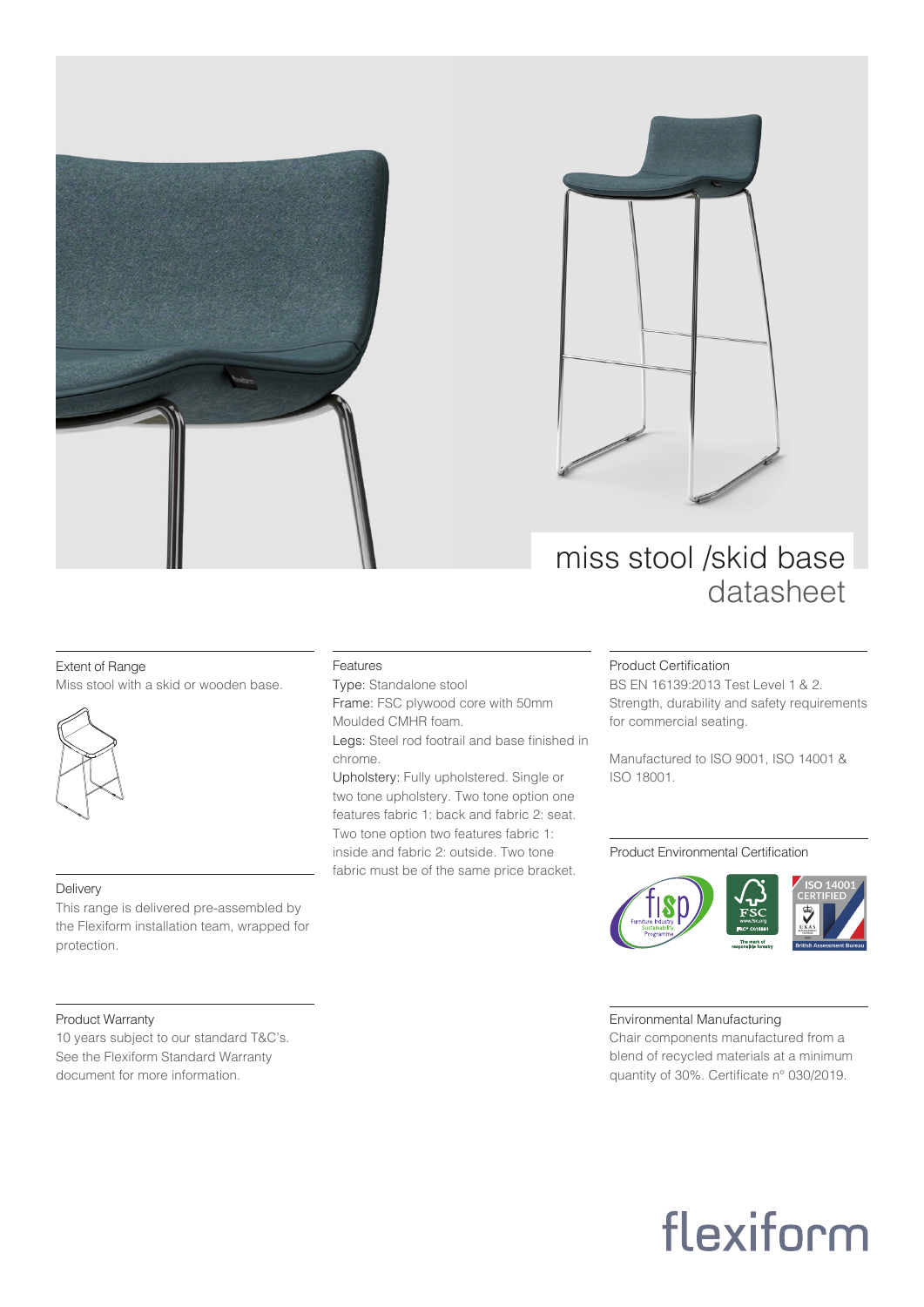# miss stool /skid base
## datasheet

### Extent of Range

Miss stool with a skid or wooden base.

### Delivery

This range is delivered pre-assembled by the Flexiform installation team, wrapped for protection.

### Product Warranty

10 years subject to our standard T&C's. See the Flexiform Standard Warranty document for more information.

### Features

Type: Standalone stool

Frame: FSC plywood core with 50mm Moulded CMHR foam.

Legs: Steel rod footrail and base finished in chrome.

Upholstery: Fully upholstered. Single or two tone upholstery. Two tone option one features fabric 1: back and fabric 2: seat. Two tone option two features fabric 1: inside and fabric 2: outside. Two tone fabric must be of the same price bracket.

### Product Certification

BS EN 16139:2013 Test Level 1 & 2. Strength, durability and safety requirements for commercial seating.

Manufactured to ISO 9001, ISO 14001 & ISO 18001.

### Product Environmental Certification

### Environmental Manufacturing

Chair components manufactured from a blend of recycled materials at a minimum quantity of 30%. Certificate n° 030/2019.

flexiform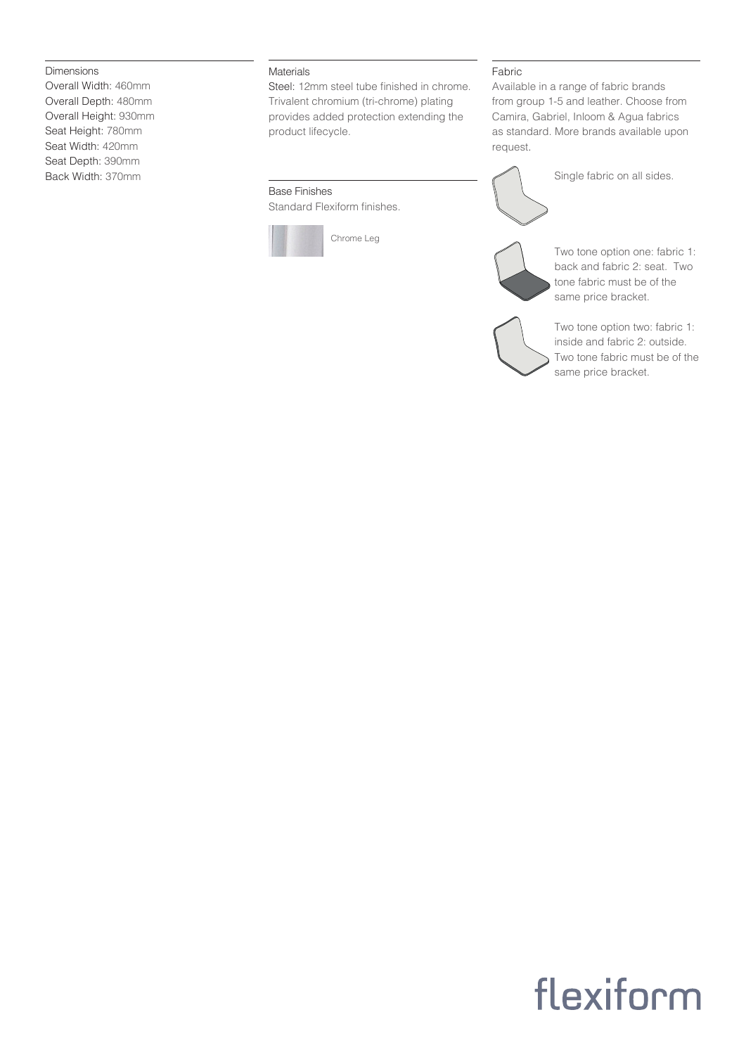## Dimensions

Overall Width: 460mm
Overall Depth: 480mm
Overall Height: 930mm
Seat Height: 780mm
Seat Width: 420mm
Seat Depth: 390mm
Back Width: 370mm

## Materials

Steel: 12mm steel tube finished in chrome. Trivalent chromium (tri-chrome) plating provides added protection extending the product lifecycle.

## Base Finishes

Standard Flexiform finishes.

Chrome Leg

## Fabric

Available in a range of fabric brands from group 1-5 and leather. Choose from Camira, Gabriel, Inloom & Agua fabrics as standard. More brands available upon request.

Single fabric on all sides.

Two tone option one: fabric 1: back and fabric 2: seat. Two tone fabric must be of the same price bracket.

Two tone option two: fabric 1: inside and fabric 2: outside. Two tone fabric must be of the same price bracket.

flexiform